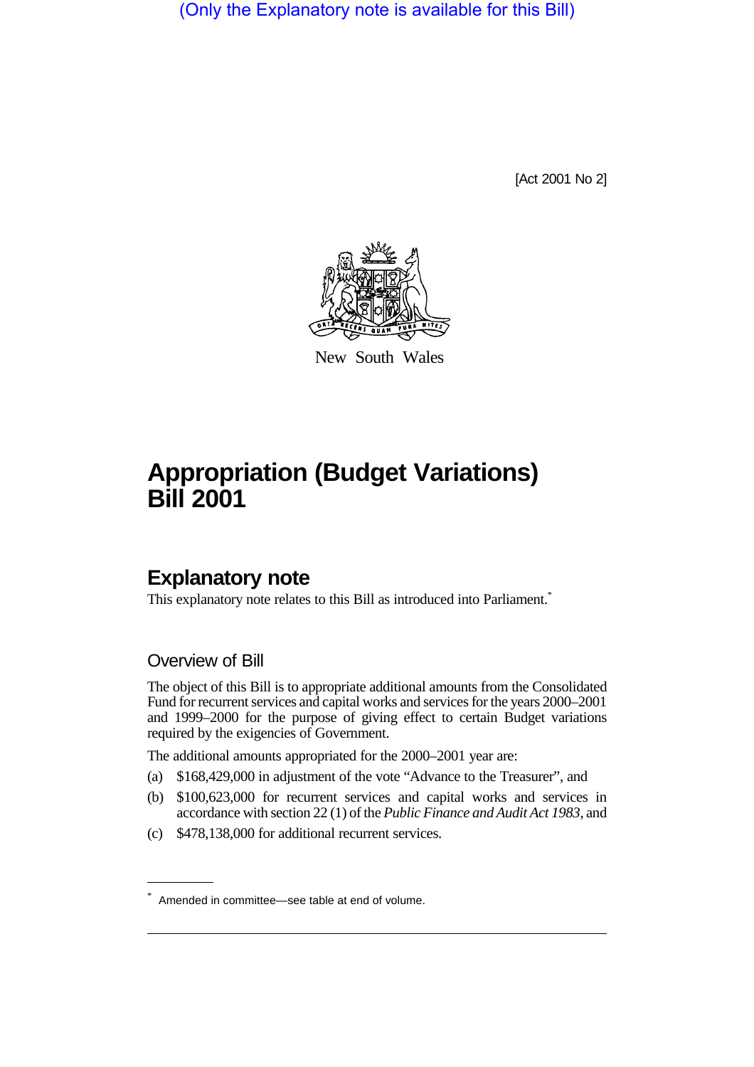(Only the Explanatory note is available for this Bill)

[Act 2001 No 2]

New South Wales

# Appropriation (Budget Variations) Bill 2001

## Explanatory note

This explanatory note relates to this Bill as introduced into Parliament.*

### Overview of Bill

The object of this Bill is to appropriate additional amounts from the Consolidated Fund for recurrent services and capital works and services for the years 2000–2001 and 1999–2000 for the purpose of giving effect to certain Budget variations required by the exigencies of Government.

The additional amounts appropriated for the 2000–2001 year are:

(a) $168,429,000 in adjustment of the vote "Advance to the Treasurer", and

(b) $100,623,000 for recurrent services and capital works and services in accordance with section 22 (1) of the *Public Finance and Audit Act 1983*, and

(c) $478,138,000 for additional recurrent services.

* Amended in committee—see table at end of volume.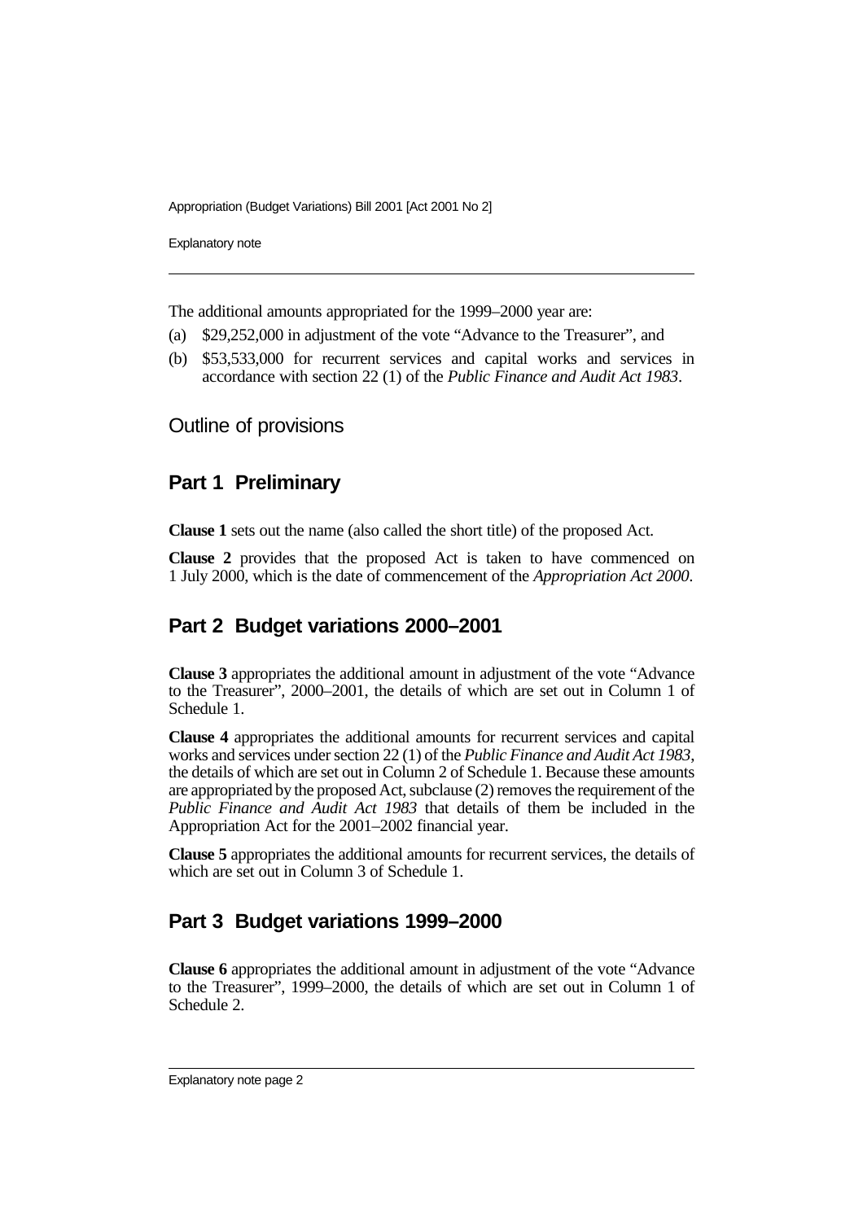The additional amounts appropriated for the 1999–2000 year are:

(a) $29,252,000 in adjustment of the vote "Advance to the Treasurer", and

(b) $53,533,000 for recurrent services and capital works and services in accordance with section 22 (1) of the *Public Finance and Audit Act 1983*.

## Outline of provisions

### Part 1 Preliminary

**Clause 1** sets out the name (also called the short title) of the proposed Act.

**Clause 2** provides that the proposed Act is taken to have commenced on 1 July 2000, which is the date of commencement of the *Appropriation Act 2000*.

### Part 2 Budget variations 2000–2001

**Clause 3** appropriates the additional amount in adjustment of the vote "Advance to the Treasurer", 2000–2001, the details of which are set out in Column 1 of Schedule 1.

**Clause 4** appropriates the additional amounts for recurrent services and capital works and services under section 22 (1) of the *Public Finance and Audit Act 1983*, the details of which are set out in Column 2 of Schedule 1. Because these amounts are appropriated by the proposed Act, subclause (2) removes the requirement of the *Public Finance and Audit Act 1983* that details of them be included in the Appropriation Act for the 2001–2002 financial year.

**Clause 5** appropriates the additional amounts for recurrent services, the details of which are set out in Column 3 of Schedule 1.

### Part 3 Budget variations 1999–2000

**Clause 6** appropriates the additional amount in adjustment of the vote "Advance to the Treasurer", 1999–2000, the details of which are set out in Column 1 of Schedule 2.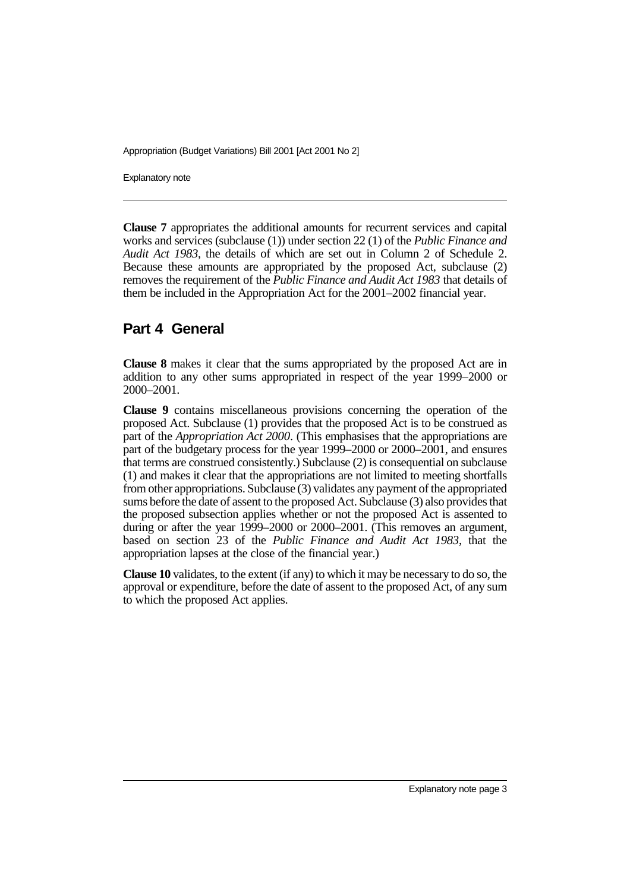**Clause 7** appropriates the additional amounts for recurrent services and capital works and services (subclause (1)) under section 22 (1) of the *Public Finance and Audit Act 1983*, the details of which are set out in Column 2 of Schedule 2. Because these amounts are appropriated by the proposed Act, subclause (2) removes the requirement of the *Public Finance and Audit Act 1983* that details of them be included in the Appropriation Act for the 2001–2002 financial year.

## Part 4 General

**Clause 8** makes it clear that the sums appropriated by the proposed Act are in addition to any other sums appropriated in respect of the year 1999–2000 or 2000–2001.

**Clause 9** contains miscellaneous provisions concerning the operation of the proposed Act. Subclause (1) provides that the proposed Act is to be construed as part of the *Appropriation Act 2000*. (This emphasises that the appropriations are part of the budgetary process for the year 1999–2000 or 2000–2001, and ensures that terms are construed consistently.) Subclause (2) is consequential on subclause (1) and makes it clear that the appropriations are not limited to meeting shortfalls from other appropriations. Subclause (3) validates any payment of the appropriated sums before the date of assent to the proposed Act. Subclause (3) also provides that the proposed subsection applies whether or not the proposed Act is assented to during or after the year 1999–2000 or 2000–2001. (This removes an argument, based on section 23 of the *Public Finance and Audit Act 1983*, that the appropriation lapses at the close of the financial year.)

**Clause 10** validates, to the extent (if any) to which it may be necessary to do so, the approval or expenditure, before the date of assent to the proposed Act, of any sum to which the proposed Act applies.